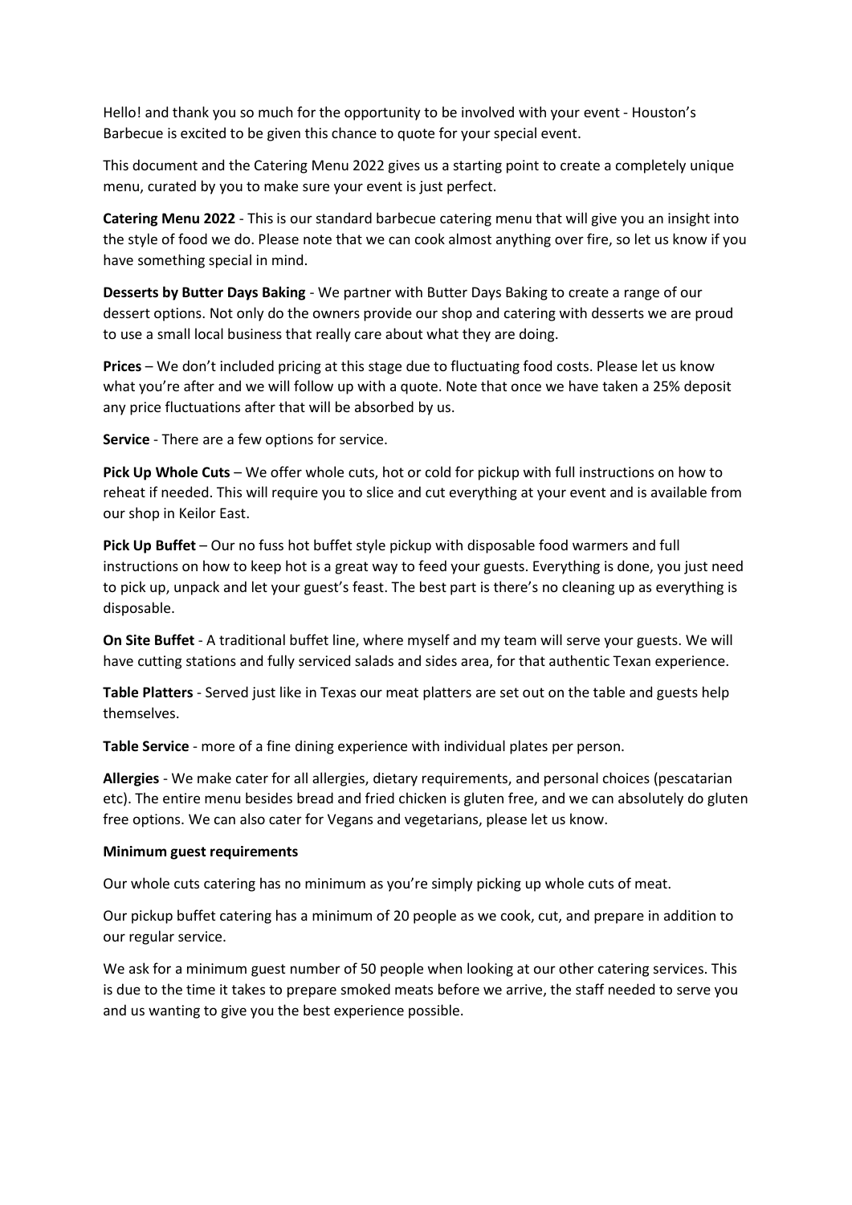Hello! and thank you so much for the opportunity to be involved with your event - Houston's Barbecue is excited to be given this chance to quote for your special event.

This document and the Catering Menu 2022 gives us a starting point to create a completely unique menu, curated by you to make sure your event is just perfect.

**Catering Menu 2022** - This is our standard barbecue catering menu that will give you an insight into the style of food we do. Please note that we can cook almost anything over fire, so let us know if you have something special in mind.

**Desserts by Butter Days Baking** - We partner with Butter Days Baking to create a range of our dessert options. Not only do the owners provide our shop and catering with desserts we are proud to use a small local business that really care about what they are doing.

**Prices** – We don't included pricing at this stage due to fluctuating food costs. Please let us know what you're after and we will follow up with a quote. Note that once we have taken a 25% deposit any price fluctuations after that will be absorbed by us.

**Service** - There are a few options for service.

**Pick Up Whole Cuts** – We offer whole cuts, hot or cold for pickup with full instructions on how to reheat if needed. This will require you to slice and cut everything at your event and is available from our shop in Keilor East.

**Pick Up Buffet** – Our no fuss hot buffet style pickup with disposable food warmers and full instructions on how to keep hot is a great way to feed your guests. Everything is done, you just need to pick up, unpack and let your guest's feast. The best part is there's no cleaning up as everything is disposable.

**On Site Buffet** - A traditional buffet line, where myself and my team will serve your guests. We will have cutting stations and fully serviced salads and sides area, for that authentic Texan experience.

**Table Platters** - Served just like in Texas our meat platters are set out on the table and guests help themselves.

**Table Service** - more of a fine dining experience with individual plates per person.

**Allergies** - We make cater for all allergies, dietary requirements, and personal choices (pescatarian etc). The entire menu besides bread and fried chicken is gluten free, and we can absolutely do gluten free options. We can also cater for Vegans and vegetarians, please let us know.

**Minimum guest requirements**

Our whole cuts catering has no minimum as you're simply picking up whole cuts of meat.

Our pickup buffet catering has a minimum of 20 people as we cook, cut, and prepare in addition to our regular service.

We ask for a minimum guest number of 50 people when looking at our other catering services. This is due to the time it takes to prepare smoked meats before we arrive, the staff needed to serve you and us wanting to give you the best experience possible.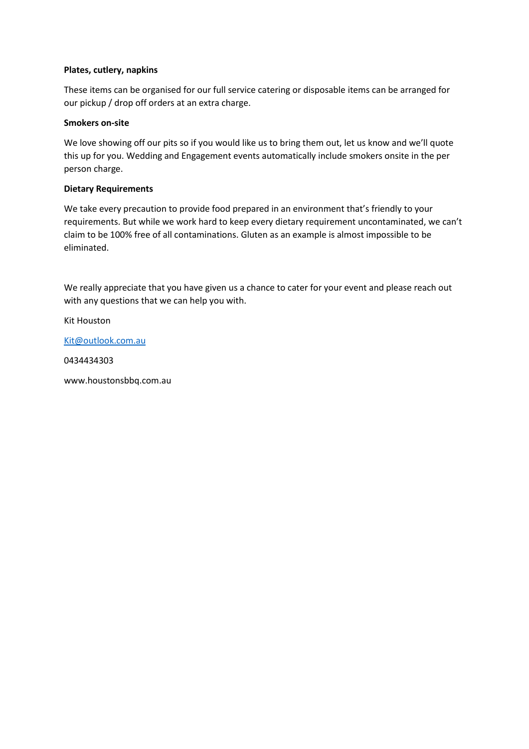**Plates, cutlery, napkins**

These items can be organised for our full service catering or disposable items can be arranged for our pickup / drop off orders at an extra charge.

**Smokers on-site**

We love showing off our pits so if you would like us to bring them out, let us know and we'll quote this up for you. Wedding and Engagement events automatically include smokers onsite in the per person charge.

**Dietary Requirements**

We take every precaution to provide food prepared in an environment that's friendly to your requirements. But while we work hard to keep every dietary requirement uncontaminated, we can't claim to be 100% free of all contaminations. Gluten as an example is almost impossible to be eliminated.

We really appreciate that you have given us a chance to cater for your event and please reach out with any questions that we can help you with.

Kit Houston

Kit@outlook.com.au

0434434303

www.houstonsbbq.com.au